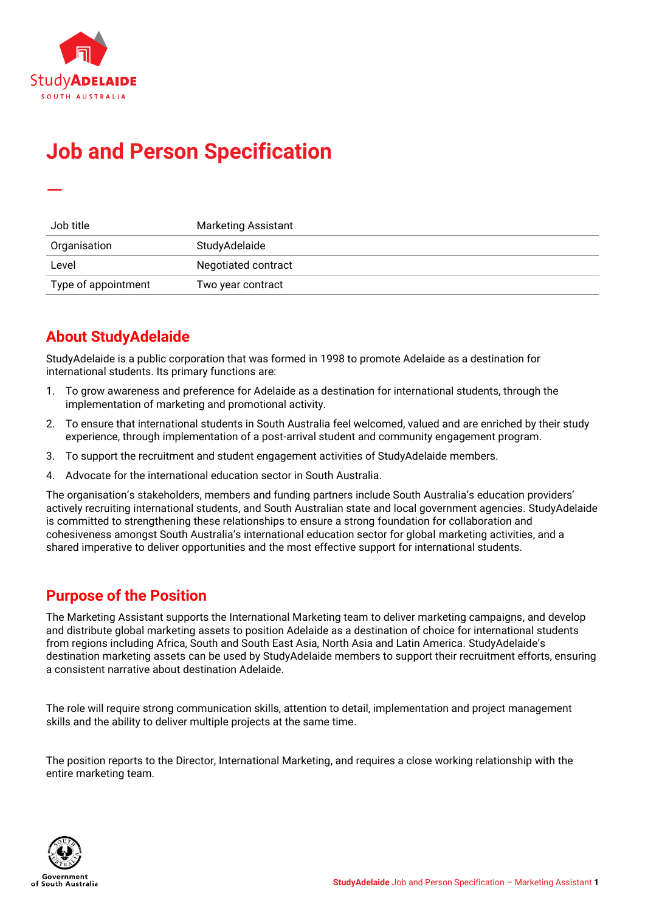# Job and Person Specification

| | |
|---|---|
| Job title | Marketing Assistant |
| Organisation | StudyAdelaide |
| Level | Negotiated contract |
| Type of appointment | Two year contract |

## About StudyAdelaide

StudyAdelaide is a public corporation that was formed in 1998 to promote Adelaide as a destination for international students. Its primary functions are:

1. To grow awareness and preference for Adelaide as a destination for international students, through the implementation of marketing and promotional activity.
2. To ensure that international students in South Australia feel welcomed, valued and are enriched by their study experience, through implementation of a post-arrival student and community engagement program.
3. To support the recruitment and student engagement activities of StudyAdelaide members.
4. Advocate for the international education sector in South Australia.

The organisation's stakeholders, members and funding partners include South Australia's education providers' actively recruiting international students, and South Australian state and local government agencies. StudyAdelaide is committed to strengthening these relationships to ensure a strong foundation for collaboration and cohesiveness amongst South Australia's international education sector for global marketing activities, and a shared imperative to deliver opportunities and the most effective support for international students.

## Purpose of the Position

The Marketing Assistant supports the International Marketing team to deliver marketing campaigns, and develop and distribute global marketing assets to position Adelaide as a destination of choice for international students from regions including Africa, South and South East Asia, North Asia and Latin America. StudyAdelaide's destination marketing assets can be used by StudyAdelaide members to support their recruitment efforts, ensuring a consistent narrative about destination Adelaide.

The role will require strong communication skills, attention to detail, implementation and project management skills and the ability to deliver multiple projects at the same time.

The position reports to the Director, International Marketing, and requires a close working relationship with the entire marketing team.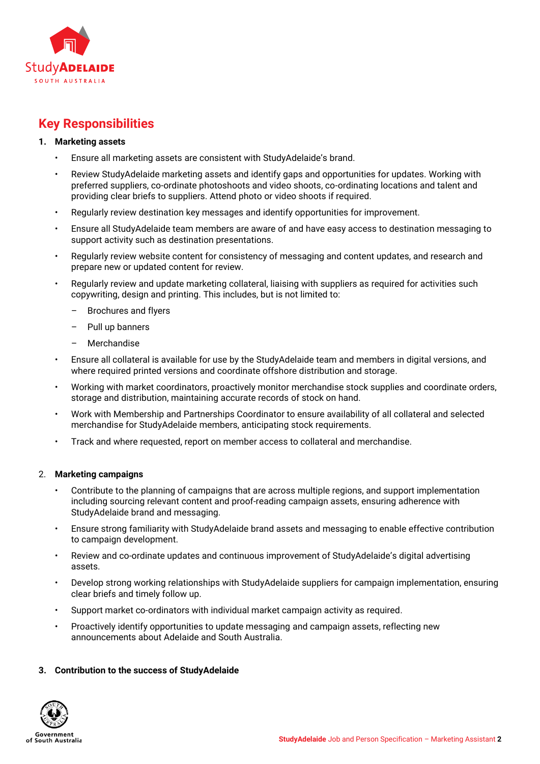## Key Responsibilities

1. **Marketing assets**
   - Ensure all marketing assets are consistent with StudyAdelaide's brand.
   - Review StudyAdelaide marketing assets and identify gaps and opportunities for updates. Working with preferred suppliers, co-ordinate photoshoots and video shoots, co-ordinating locations and talent and providing clear briefs to suppliers. Attend photo or video shoots if required.
   - Regularly review destination key messages and identify opportunities for improvement.
   - Ensure all StudyAdelaide team members are aware of and have easy access to destination messaging to support activity such as destination presentations.
   - Regularly review website content for consistency of messaging and content updates, and research and prepare new or updated content for review.
   - Regularly review and update marketing collateral, liaising with suppliers as required for activities such copywriting, design and printing. This includes, but is not limited to:
     - Brochures and flyers
     - Pull up banners
     - Merchandise
   - Ensure all collateral is available for use by the StudyAdelaide team and members in digital versions, and where required printed versions and coordinate offshore distribution and storage.
   - Working with market coordinators, proactively monitor merchandise stock supplies and coordinate orders, storage and distribution, maintaining accurate records of stock on hand.
   - Work with Membership and Partnerships Coordinator to ensure availability of all collateral and selected merchandise for StudyAdelaide members, anticipating stock requirements.
   - Track and where requested, report on member access to collateral and merchandise.

2. **Marketing campaigns**
   - Contribute to the planning of campaigns that are across multiple regions, and support implementation including sourcing relevant content and proof-reading campaign assets, ensuring adherence with StudyAdelaide brand and messaging.
   - Ensure strong familiarity with StudyAdelaide brand assets and messaging to enable effective contribution to campaign development.
   - Review and co-ordinate updates and continuous improvement of StudyAdelaide's digital advertising assets.
   - Develop strong working relationships with StudyAdelaide suppliers for campaign implementation, ensuring clear briefs and timely follow up.
   - Support market co-ordinators with individual market campaign activity as required.
   - Proactively identify opportunities to update messaging and campaign assets, reflecting new announcements about Adelaide and South Australia.

3. **Contribution to the success of StudyAdelaide**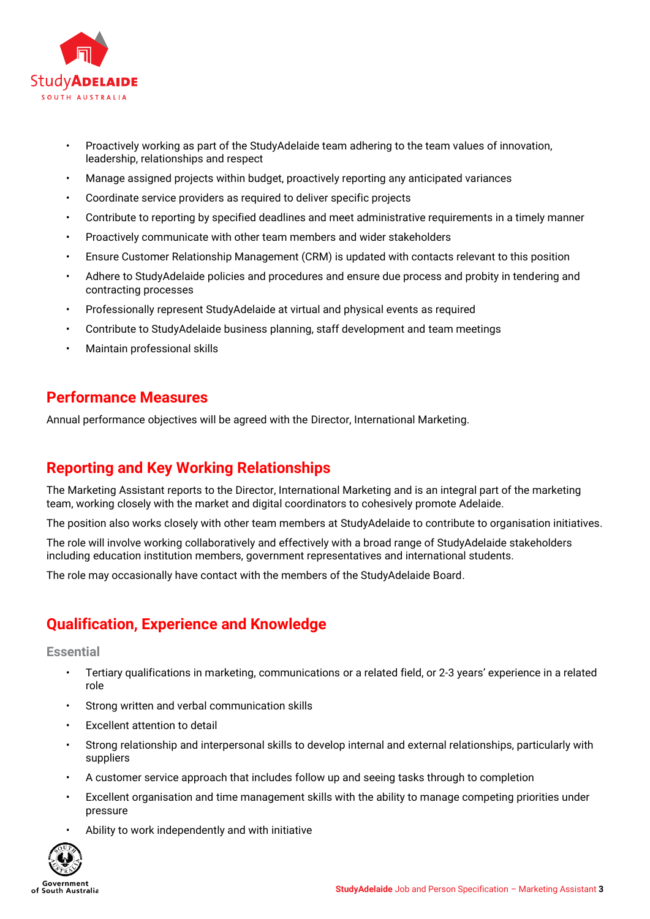- Proactively working as part of the StudyAdelaide team adhering to the team values of innovation, leadership, relationships and respect
- Manage assigned projects within budget, proactively reporting any anticipated variances
- Coordinate service providers as required to deliver specific projects
- Contribute to reporting by specified deadlines and meet administrative requirements in a timely manner
- Proactively communicate with other team members and wider stakeholders
- Ensure Customer Relationship Management (CRM) is updated with contacts relevant to this position
- Adhere to StudyAdelaide policies and procedures and ensure due process and probity in tendering and contracting processes
- Professionally represent StudyAdelaide at virtual and physical events as required
- Contribute to StudyAdelaide business planning, staff development and team meetings
- Maintain professional skills

## Performance Measures

Annual performance objectives will be agreed with the Director, International Marketing.

## Reporting and Key Working Relationships

The Marketing Assistant reports to the Director, International Marketing and is an integral part of the marketing team, working closely with the market and digital coordinators to cohesively promote Adelaide.

The position also works closely with other team members at StudyAdelaide to contribute to organisation initiatives.

The role will involve working collaboratively and effectively with a broad range of StudyAdelaide stakeholders including education institution members, government representatives and international students.

The role may occasionally have contact with the members of the StudyAdelaide Board.

## Qualification, Experience and Knowledge

### Essential

- Tertiary qualifications in marketing, communications or a related field, or 2-3 years' experience in a related role
- Strong written and verbal communication skills
- Excellent attention to detail
- Strong relationship and interpersonal skills to develop internal and external relationships, particularly with suppliers
- A customer service approach that includes follow up and seeing tasks through to completion
- Excellent organisation and time management skills with the ability to manage competing priorities under pressure
- Ability to work independently and with initiative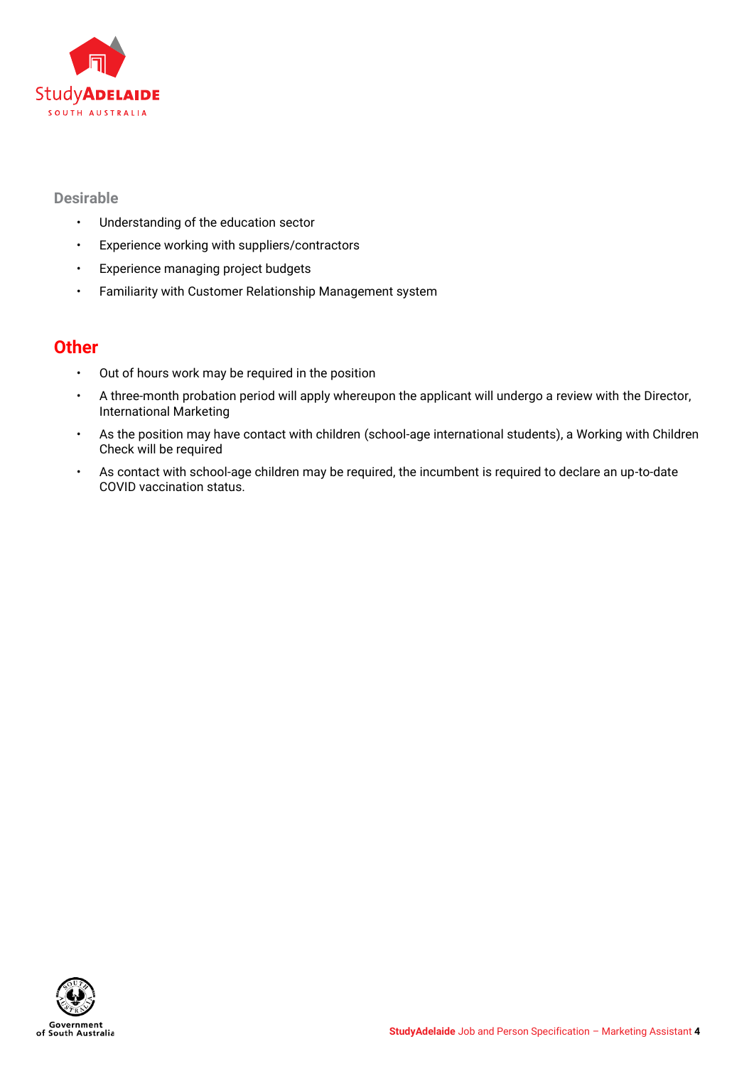### Desirable

- Understanding of the education sector
- Experience working with suppliers/contractors
- Experience managing project budgets
- Familiarity with Customer Relationship Management system

## Other

- Out of hours work may be required in the position
- A three-month probation period will apply whereupon the applicant will undergo a review with the Director, International Marketing
- As the position may have contact with children (school-age international students), a Working with Children Check will be required
- As contact with school-age children may be required, the incumbent is required to declare an up-to-date COVID vaccination status.